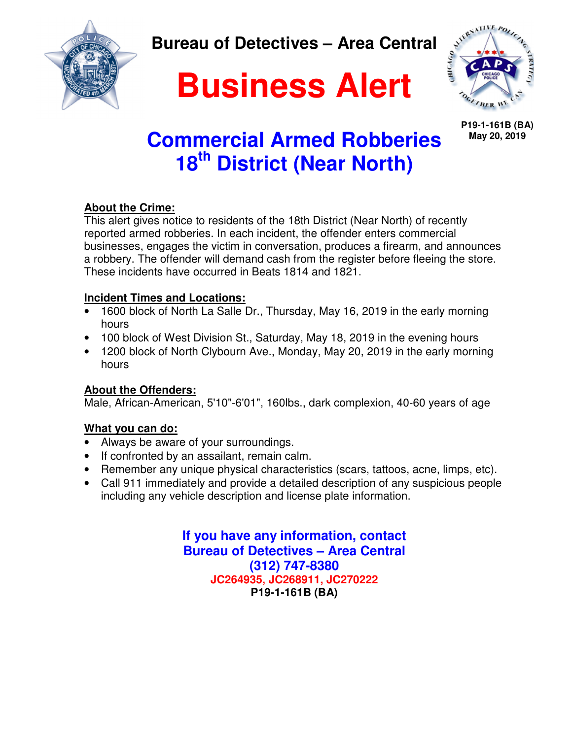# Bureau of Detectives – Area Central

# Business Alert

**P19-1-161B (BA)**
**May 20, 2019**

## Commercial Armed Robberies 18th District (Near North)

**About the Crime:**
This alert gives notice to residents of the 18th District (Near North) of recently reported armed robberies. In each incident, the offender enters commercial businesses, engages the victim in conversation, produces a firearm, and announces a robbery. The offender will demand cash from the register before fleeing the store. These incidents have occurred in Beats 1814 and 1821.

**Incident Times and Locations:**

- 1600 block of North La Salle Dr., Thursday, May 16, 2019 in the early morning hours
- 100 block of West Division St., Saturday, May 18, 2019 in the evening hours
- 1200 block of North Clybourn Ave., Monday, May 20, 2019 in the early morning hours

**About the Offenders:**
Male, African-American, 5'10"-6'01", 160lbs., dark complexion, 40-60 years of age

**What you can do:**

- Always be aware of your surroundings.
- If confronted by an assailant, remain calm.
- Remember any unique physical characteristics (scars, tattoos, acne, limps, etc).
- Call 911 immediately and provide a detailed description of any suspicious people including any vehicle description and license plate information.

**If you have any information, contact**
**Bureau of Detectives – Area Central**
**(312) 747-8380**
**JC264935, JC268911, JC270222**
**P19-1-161B (BA)**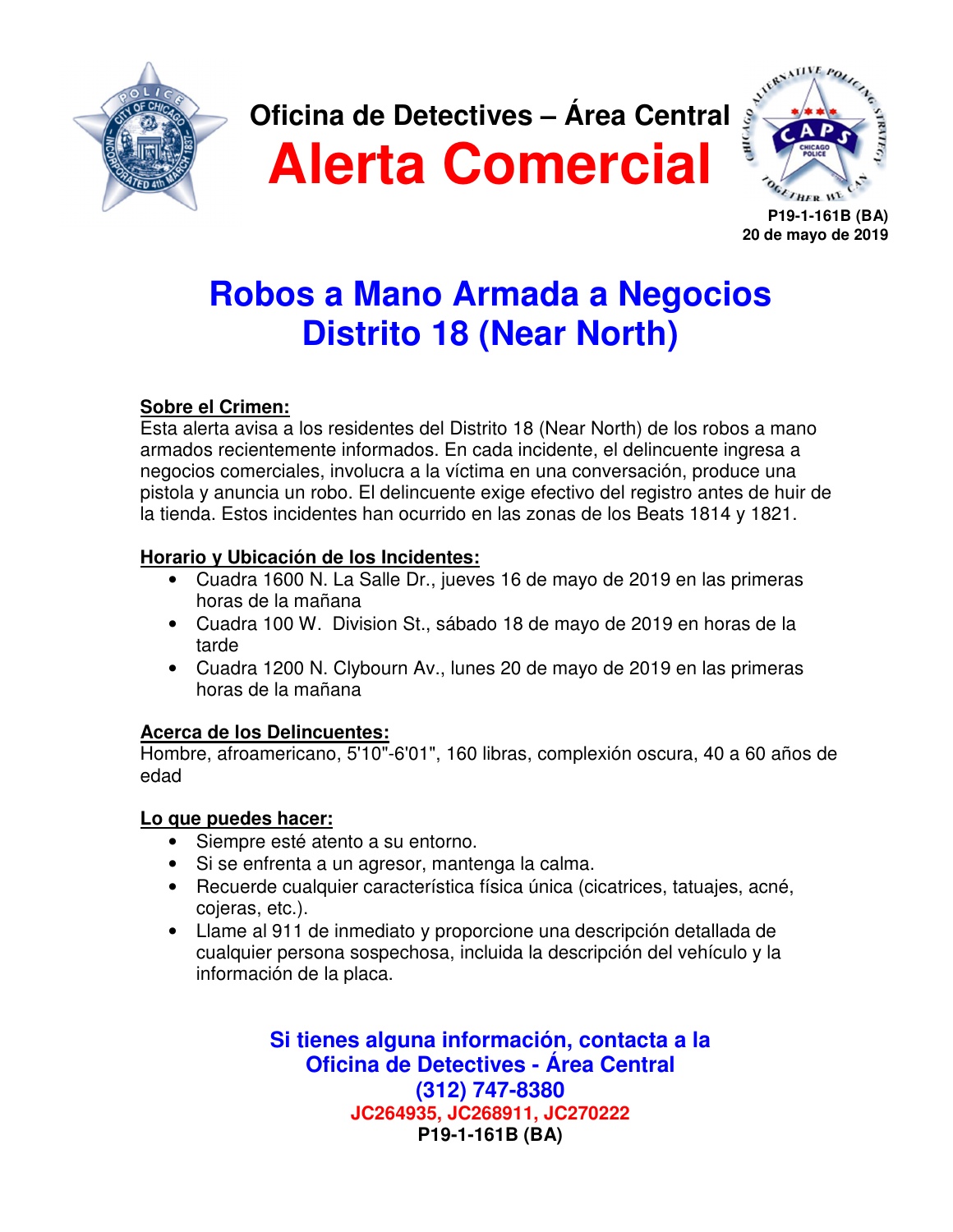# Oficina de Detectives – Área Central

# Alerta Comercial

**P19-1-161B (BA)**
**20 de mayo de 2019**

## Robos a Mano Armada a Negocios Distrito 18 (Near North)

**Sobre el Crimen:**
Esta alerta avisa a los residentes del Distrito 18 (Near North) de los robos a mano armados recientemente informados. En cada incidente, el delincuente ingresa a negocios comerciales, involucra a la víctima en una conversación, produce una pistola y anuncia un robo. El delincuente exige efectivo del registro antes de huir de la tienda. Estos incidentes han ocurrido en las zonas de los Beats 1814 y 1821.

**Horario y Ubicación de los Incidentes:**

- Cuadra 1600 N. La Salle Dr., jueves 16 de mayo de 2019 en las primeras horas de la mañana
- Cuadra 100 W. Division St., sábado 18 de mayo de 2019 en horas de la tarde
- Cuadra 1200 N. Clybourn Av., lunes 20 de mayo de 2019 en las primeras horas de la mañana

**Acerca de los Delincuentes:**
Hombre, afroamericano, 5'10"-6'01", 160 libras, complexión oscura, 40 a 60 años de edad

**Lo que puedes hacer:**

- Siempre esté atento a su entorno.
- Si se enfrenta a un agresor, mantenga la calma.
- Recuerde cualquier característica física única (cicatrices, tatuajes, acné, cojeras, etc.).
- Llame al 911 de inmediato y proporcione una descripción detallada de cualquier persona sospechosa, incluida la descripción del vehículo y la información de la placa.

**Si tienes alguna información, contacta a la Oficina de Detectives - Área Central**
**(312) 747-8380**
**JC264935, JC268911, JC270222**
**P19-1-161B (BA)**